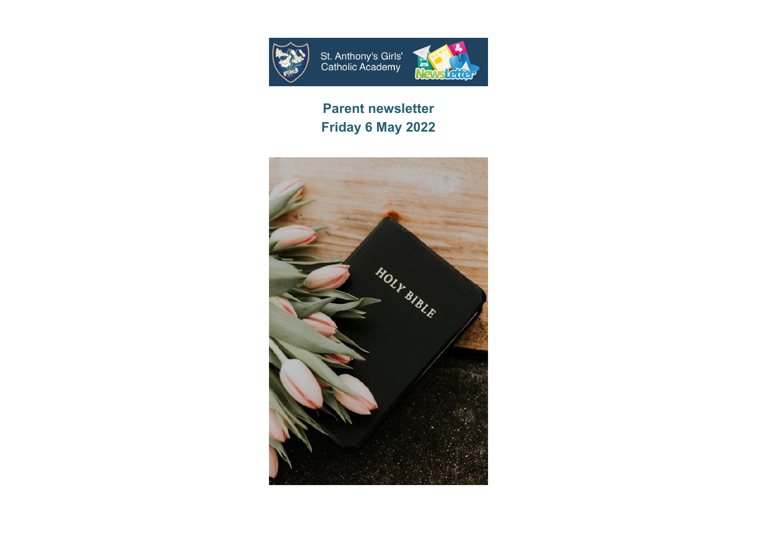St. Anthony's Girls' Catholic Academy

# Parent newsletter
# Friday 6 May 2022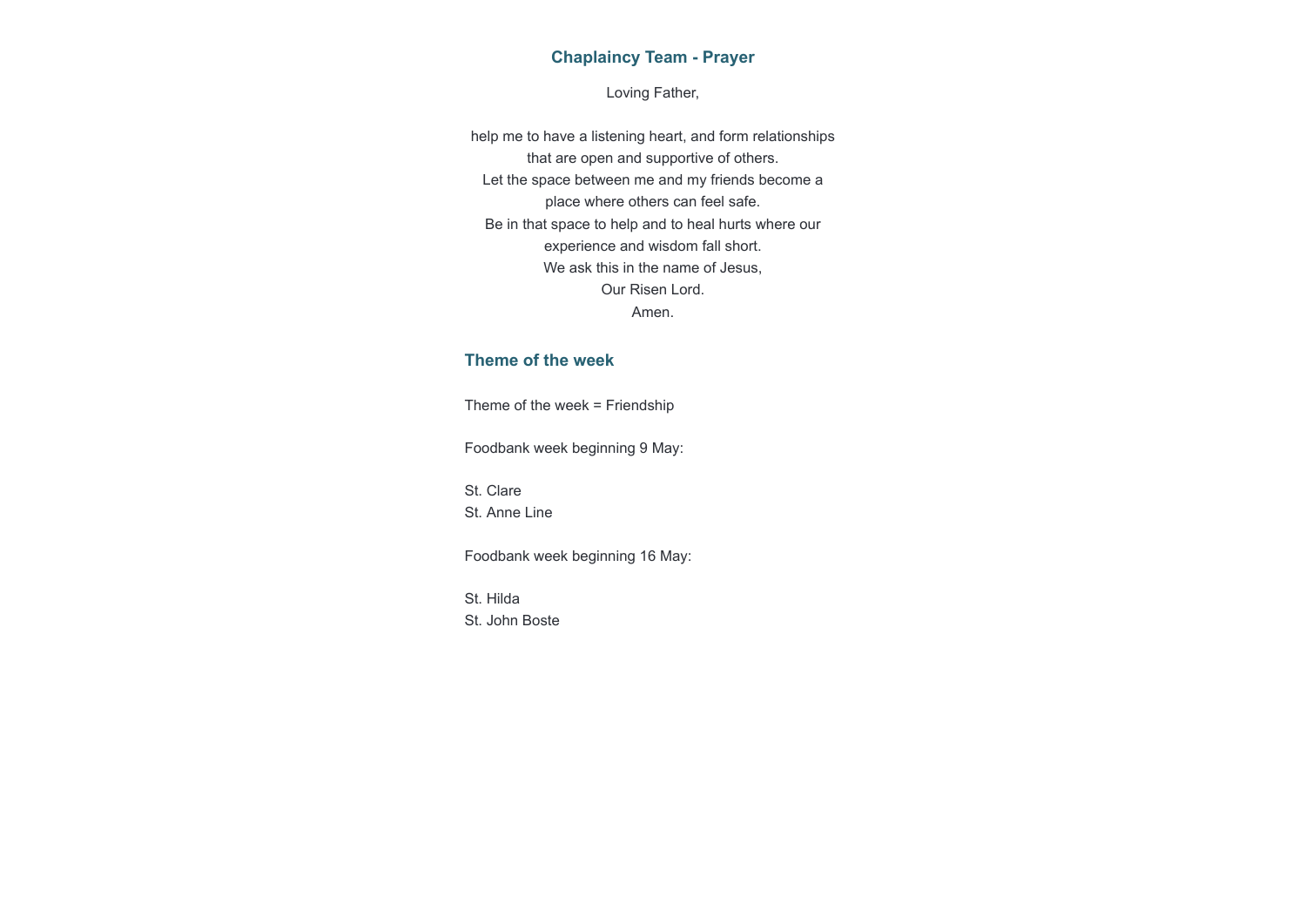## Chaplaincy Team - Prayer

Loving Father,

help me to have a listening heart, and form relationships that are open and supportive of others.
Let the space between me and my friends become a place where others can feel safe.
Be in that space to help and to heal hurts where our experience and wisdom fall short.
We ask this in the name of Jesus,
Our Risen Lord.
Amen.

## Theme of the week

Theme of the week = Friendship

Foodbank week beginning 9 May:

St. Clare
St. Anne Line

Foodbank week beginning 16 May:

St. Hilda
St. John Boste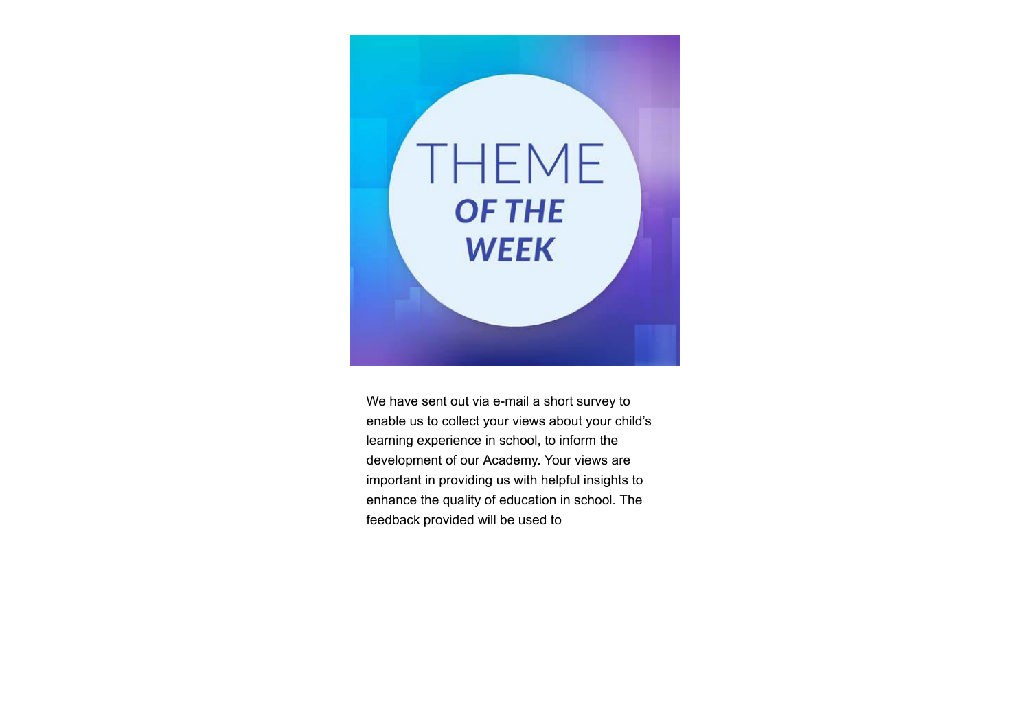# THEME OF THE WEEK

We have sent out via e-mail a short survey to enable us to collect your views about your child's learning experience in school, to inform the development of our Academy. Your views are important in providing us with helpful insights to enhance the quality of education in school. The feedback provided will be used to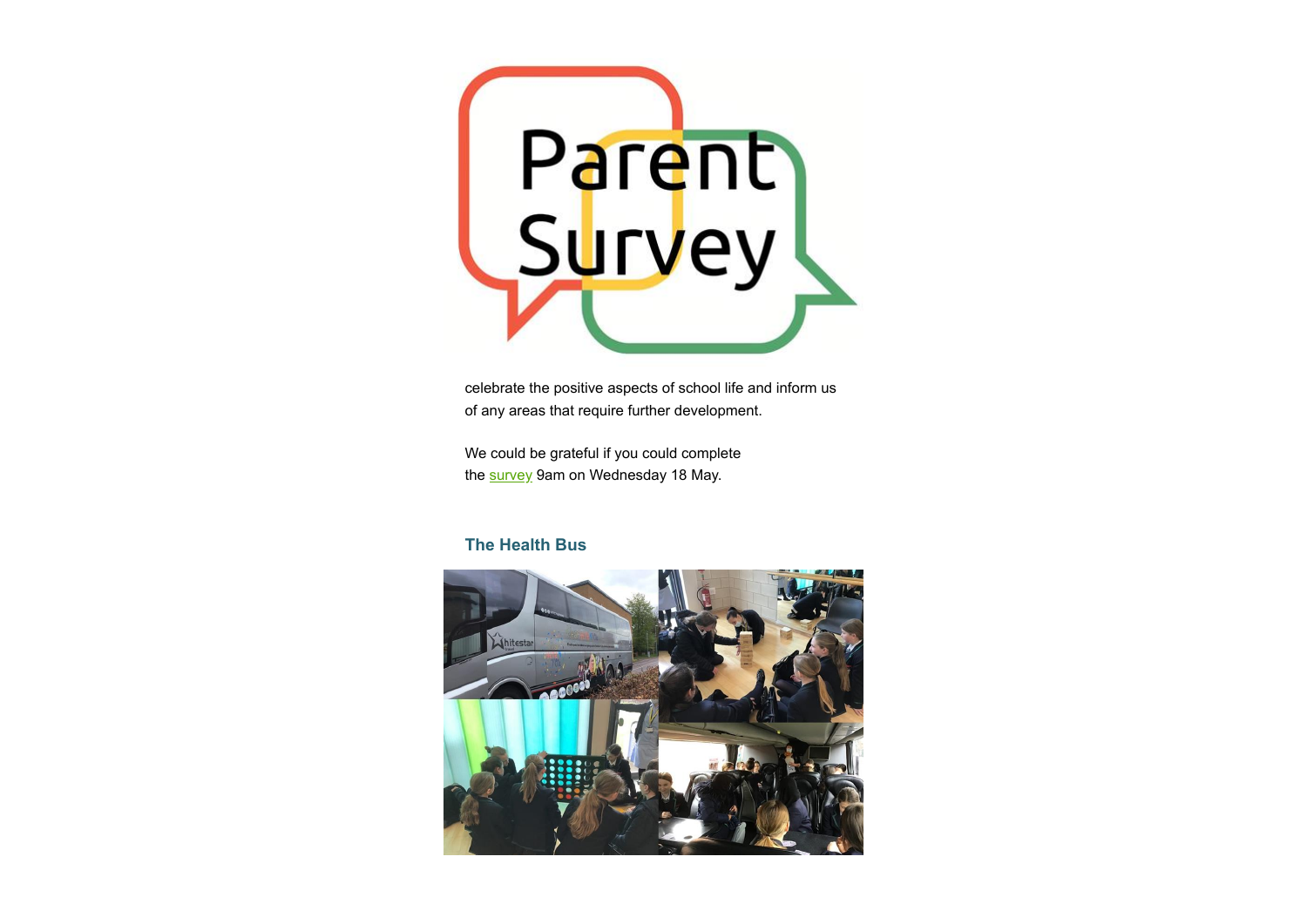celebrate the positive aspects of school life and inform us of any areas that require further development.

We could be grateful if you could complete the survey 9am on Wednesday 18 May.

### The Health Bus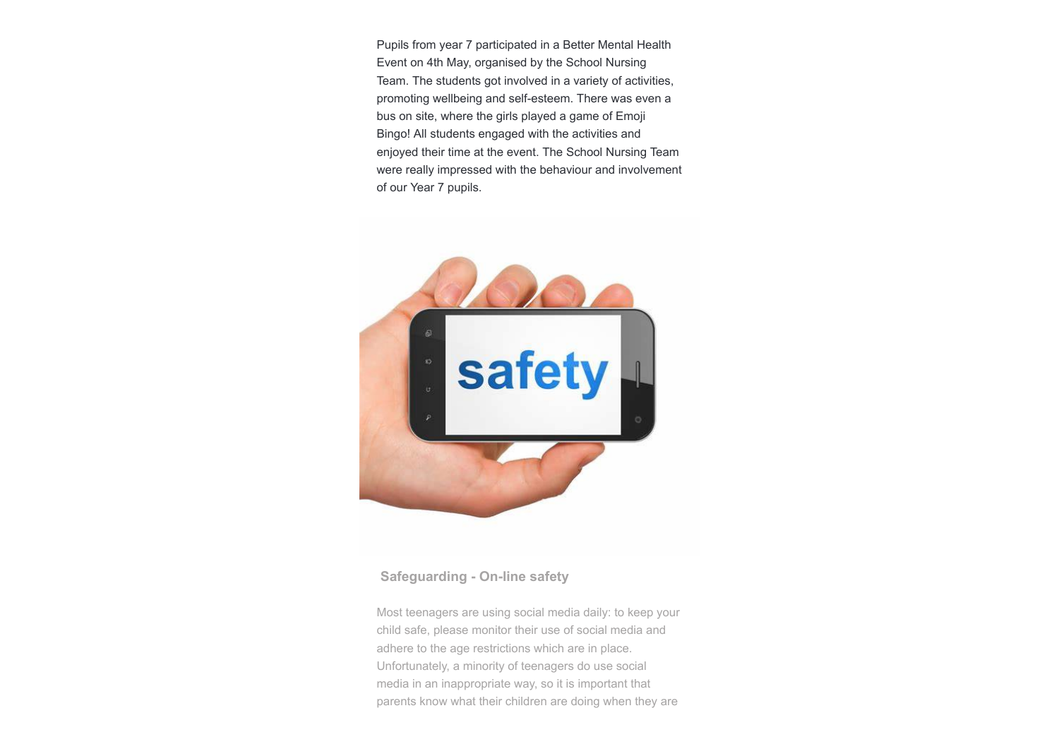Pupils from year 7 participated in a Better Mental Health Event on 4th May, organised by the School Nursing Team. The students got involved in a variety of activities, promoting wellbeing and self-esteem. There was even a bus on site, where the girls played a game of Emoji Bingo! All students engaged with the activities and enjoyed their time at the event. The School Nursing Team were really impressed with the behaviour and involvement of our Year 7 pupils.

## Safeguarding - On-line safety

Most teenagers are using social media daily: to keep your child safe, please monitor their use of social media and adhere to the age restrictions which are in place. Unfortunately, a minority of teenagers do use social media in an inappropriate way, so it is important that parents know what their children are doing when they are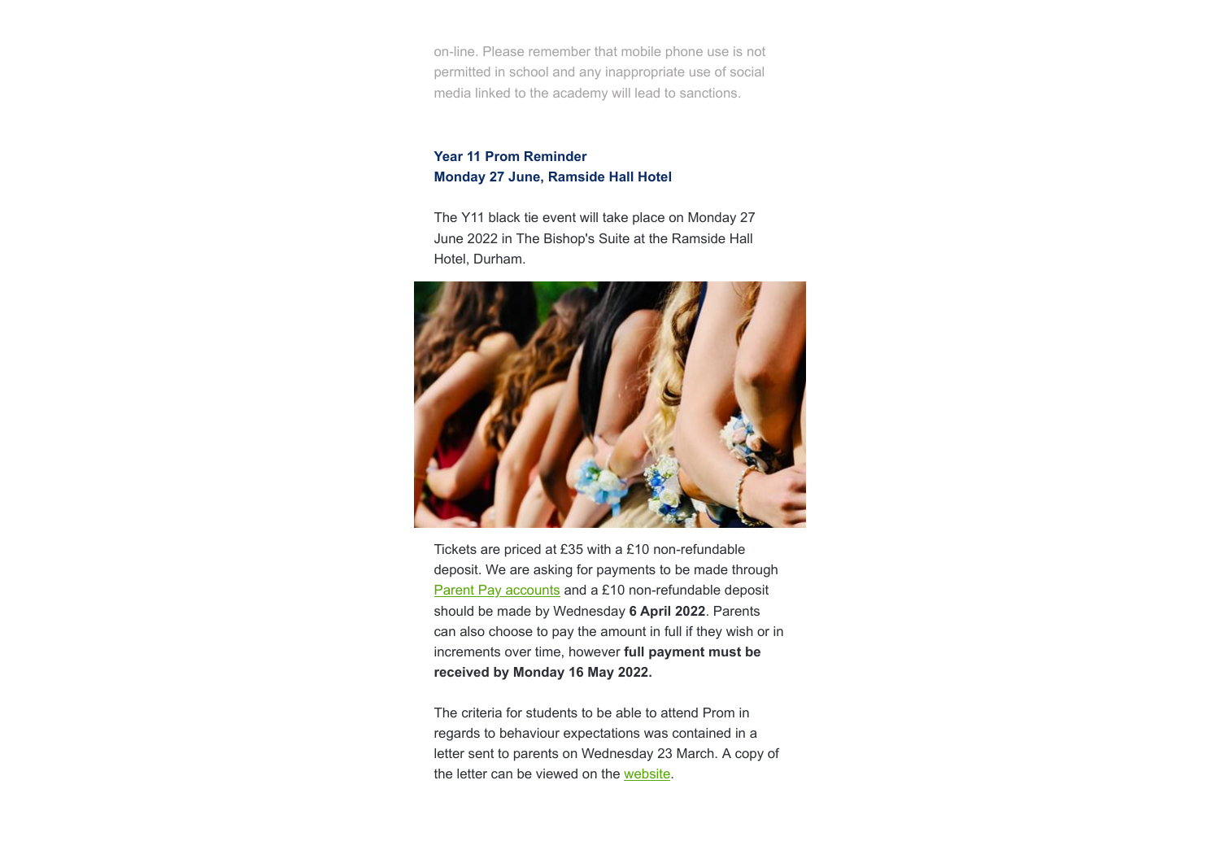on-line. Please remember that mobile phone use is not permitted in school and any inappropriate use of social media linked to the academy will lead to sanctions.

**Year 11 Prom Reminder**
**Monday 27 June, Ramside Hall Hotel**

The Y11 black tie event will take place on Monday 27 June 2022 in The Bishop's Suite at the Ramside Hall Hotel, Durham.

Tickets are priced at £35 with a £10 non-refundable deposit. We are asking for payments to be made through Parent Pay accounts and a £10 non-refundable deposit should be made by Wednesday **6 April 2022**. Parents can also choose to pay the amount in full if they wish or in increments over time, however **full payment must be received by Monday 16 May 2022.**

The criteria for students to be able to attend Prom in regards to behaviour expectations was contained in a letter sent to parents on Wednesday 23 March. A copy of the letter can be viewed on the website.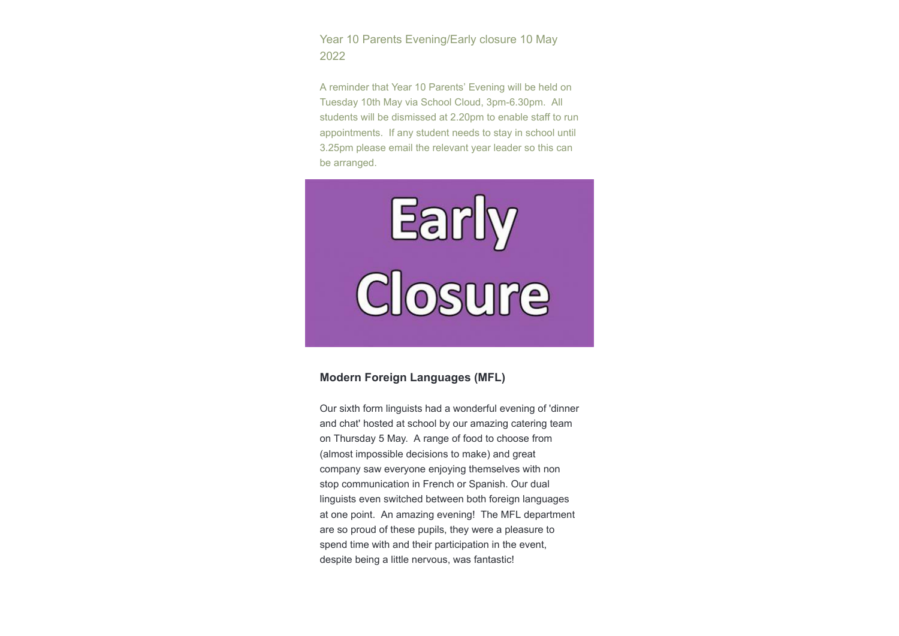## Year 10 Parents Evening/Early closure 10 May 2022

A reminder that Year 10 Parents' Evening will be held on Tuesday 10th May via School Cloud, 3pm-6.30pm. All students will be dismissed at 2.20pm to enable staff to run appointments. If any student needs to stay in school until 3.25pm please email the relevant year leader so this can be arranged.

Early Closure

### Modern Foreign Languages (MFL)

Our sixth form linguists had a wonderful evening of 'dinner and chat' hosted at school by our amazing catering team on Thursday 5 May. A range of food to choose from (almost impossible decisions to make) and great company saw everyone enjoying themselves with non stop communication in French or Spanish. Our dual linguists even switched between both foreign languages at one point. An amazing evening! The MFL department are so proud of these pupils, they were a pleasure to spend time with and their participation in the event, despite being a little nervous, was fantastic!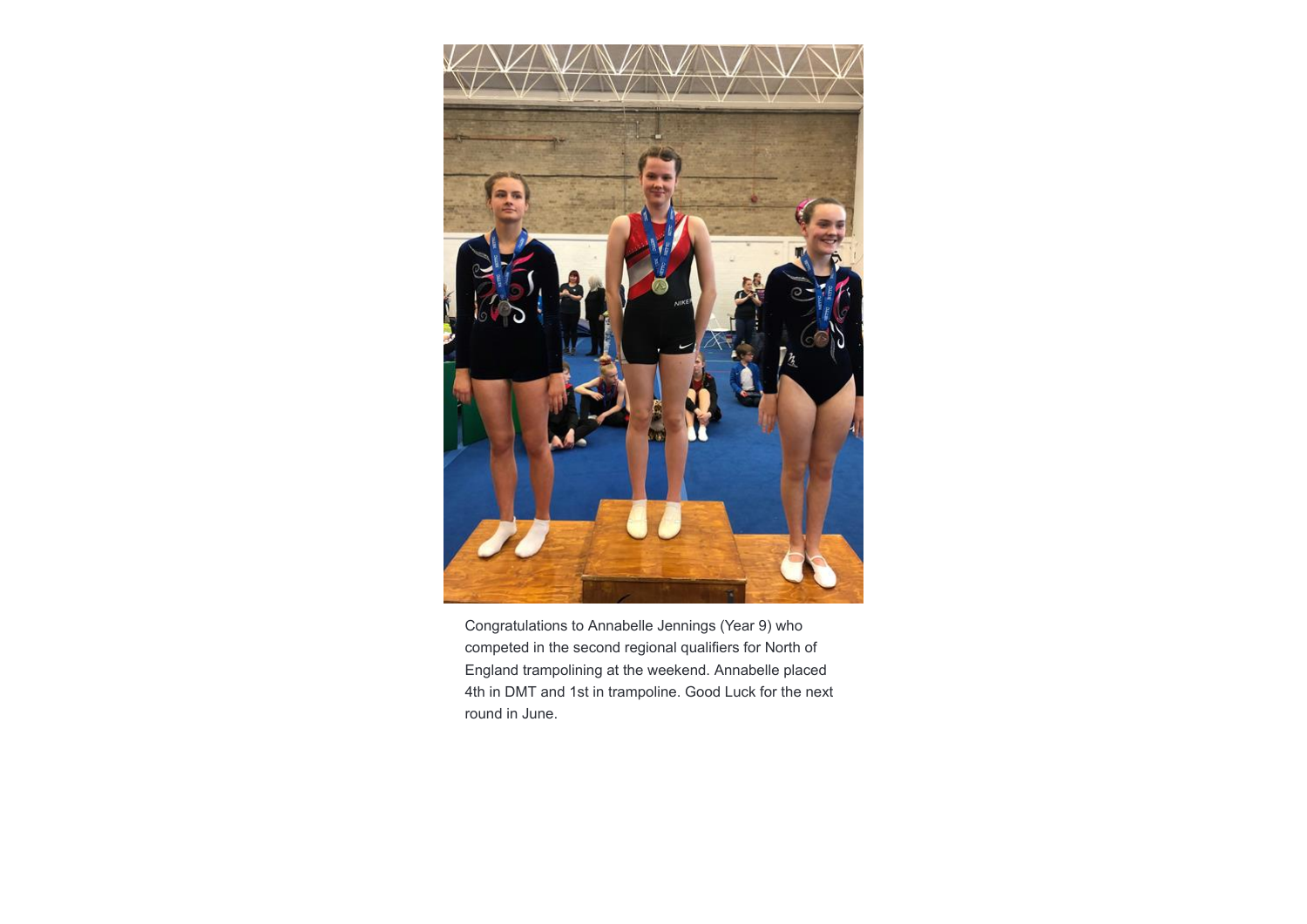Congratulations to Annabelle Jennings (Year 9) who competed in the second regional qualifiers for North of England trampolining at the weekend. Annabelle placed 4th in DMT and 1st in trampoline. Good Luck for the next round in June.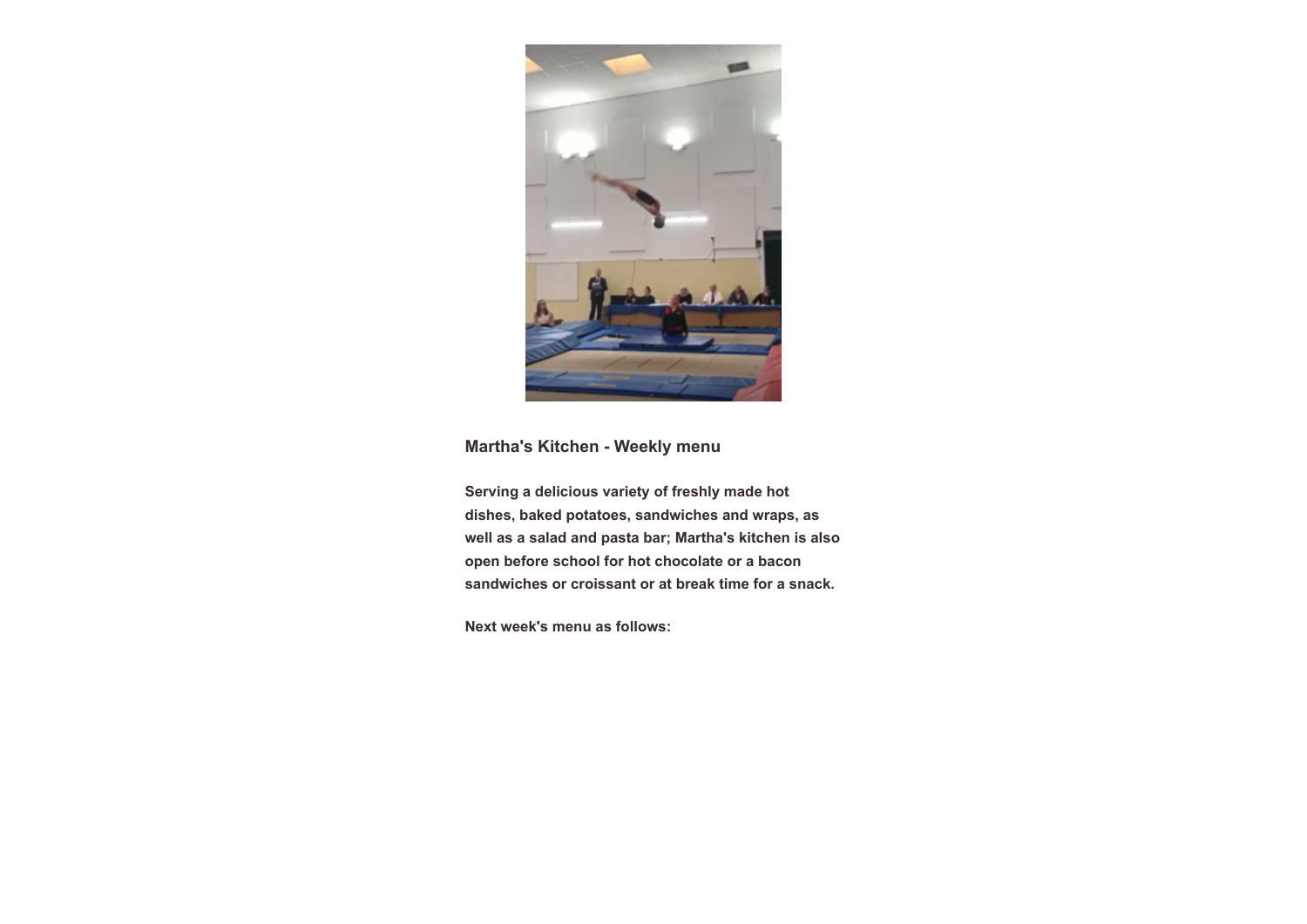### Martha's Kitchen - Weekly menu

**Serving a delicious variety of freshly made hot dishes, baked potatoes, sandwiches and wraps, as well as a salad and pasta bar; Martha's kitchen is also open before school for hot chocolate or a bacon sandwiches or croissant or at break time for a snack.**

**Next week's menu as follows:**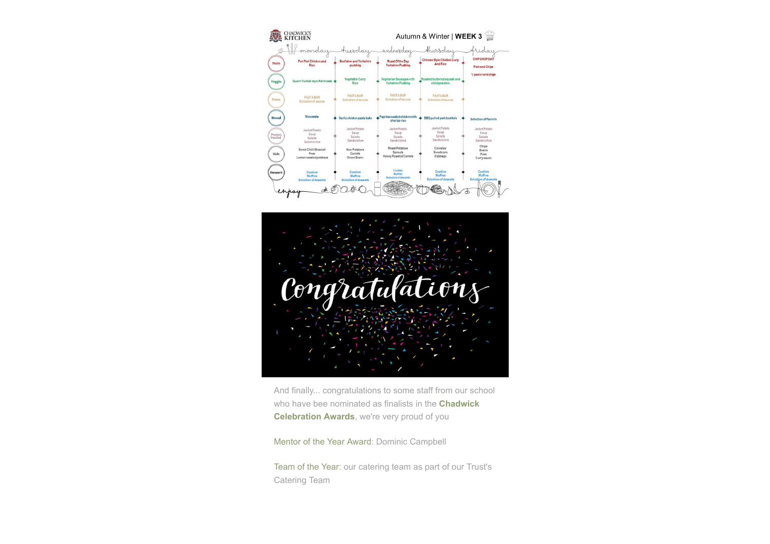CHADWICK'S KITCHEN

Autumn & Winter | **WEEK 3**

| | monday | tuesday | wednesday | thursday | friday |
|---|---|---|---|---|---|
| Main | Peri Peri Chicken and Rice | Beef stew and Yorkshire pudding | Roast Of the Day Yorkshire Pudding | Chinese Style Chicken Curry And Rice | CHIP SHOP DAY<br>Fish and Chips<br>½ panini and chips |
| Veggie | Quorn Turkish style flat breads | Vegetable Curry Rice | Vegetarian Sausages with Yorkshire Pudding | Roasted butternut squash and chickpea stew | |
| Pasta | PASTA BAR Selection of sauces | PASTA BAR Selection of sauces | PASTA BAR Selection of sauces | PASTA BAR Selection of sauces | |
| Bread | Moussaka | Garlic chicken pasta bake | Paprika roasted chicken with chorizo rice | BBQ pulled pork burrito's | Selection of Panini's |
| Potato Panini | Jacket Potato<br>Soup<br>Salads<br>Sandwiches | Jacket Potato<br>Soup<br>Salads<br>Sandwiches | Jacket Potato<br>Soup<br>Salads<br>Sandwiches | Jacket Potato<br>Soup<br>Salads<br>Sandwiches | Jacket Potato<br>Soup<br>Salads<br>Sandwiches |
| Side | Sweet Chilli Broccoli<br>Peas<br>Lemon roasted potatoes | New Potatoes<br>Carrots<br>Green Beans | Roast Potatoes<br>Sprouts<br>Honey Roasted Carrots | Coleslaw<br>Sweetcorn<br>Cabbage | Chips<br>Beans<br>Peas<br>Curry sauce |
| Dessert | Cookies<br>Muffins<br>Selection of desserts | Cookies<br>Muffins<br>Selection of desserts | Cookies<br>Muffins<br>Selection of desserts | Cookies<br>Muffins<br>Selection of desserts | Cookies<br>Muffins<br>Selection of desserts |

enjoy

Congratulations

And finally... congratulations to some staff from our school who have bee nominated as finalists in the **Chadwick Celebration Awards**, we're very proud of you

Mentor of the Year Award: Dominic Campbell

Team of the Year: our catering team as part of our Trust's Catering Team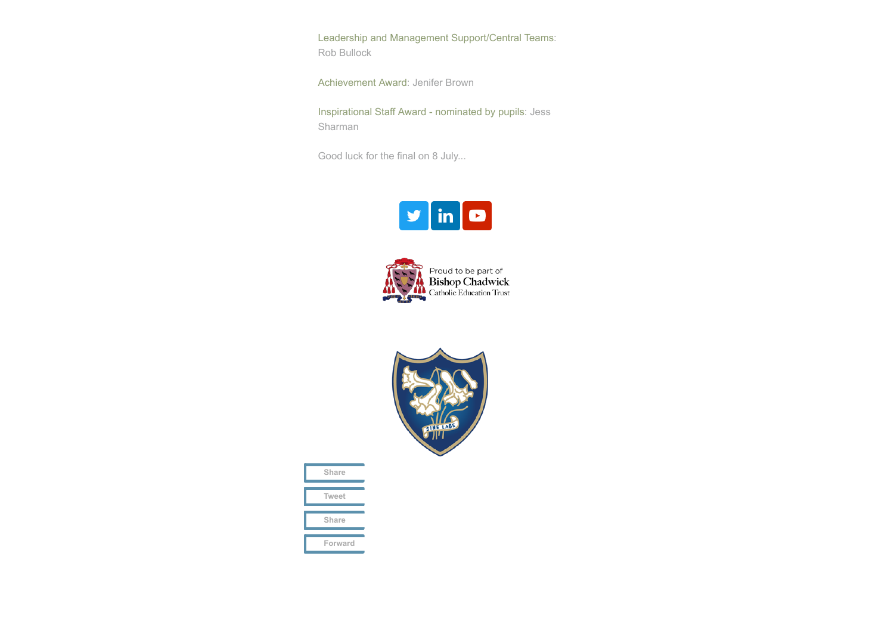Leadership and Management Support/Central Teams: Rob Bullock

Achievement Award: Jenifer Brown

Inspirational Staff Award - nominated by pupils: Jess Sharman

Good luck for the final on 8 July...

Proud to be part of Bishop Chadwick Catholic Education Trust

SINE LABE

Share

Tweet

Share

Forward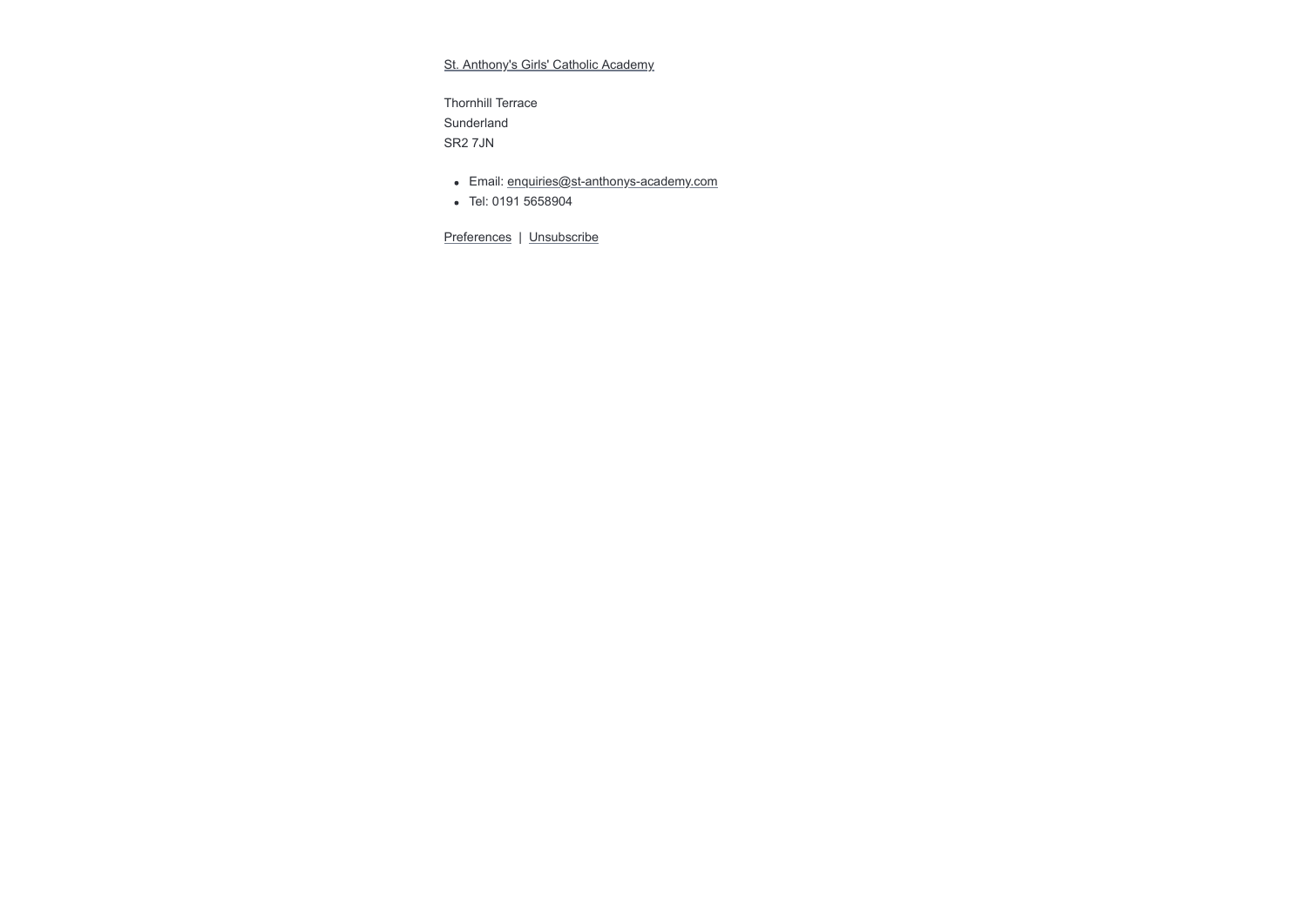St. Anthony's Girls' Catholic Academy

Thornhill Terrace
Sunderland
SR2 7JN

- Email: enquiries@st-anthonys-academy.com
- Tel: 0191 5658904

Preferences | Unsubscribe